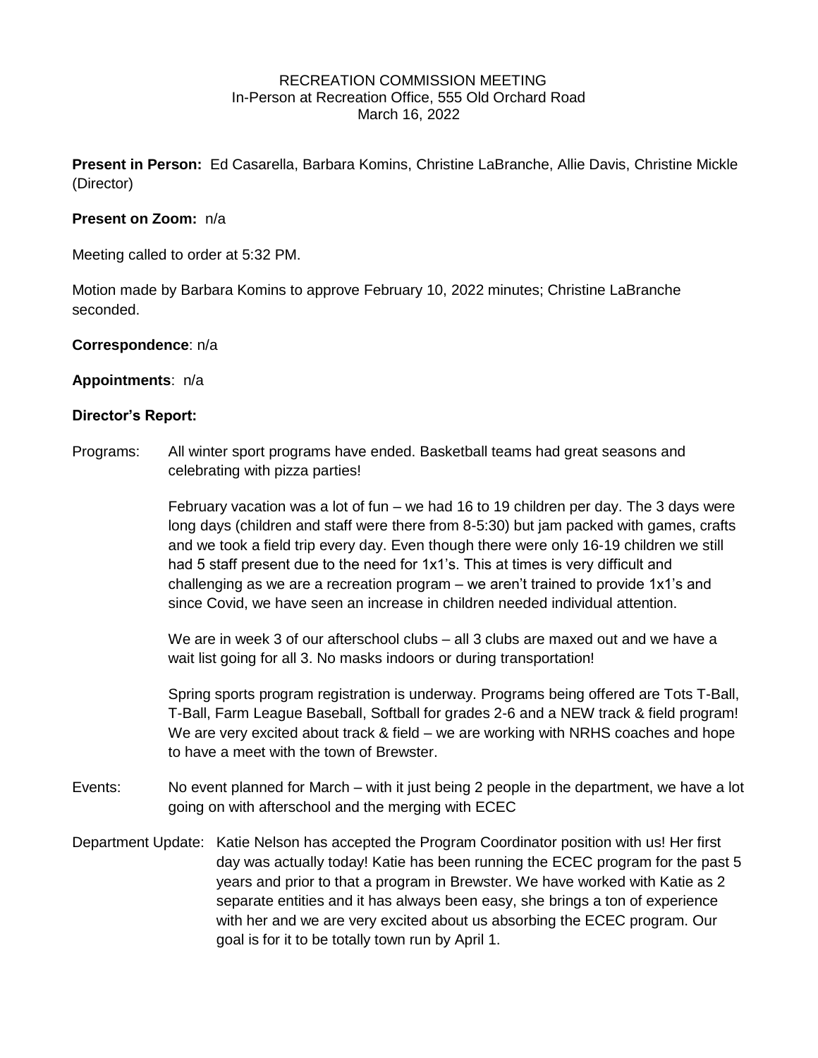RECREATION COMMISSION MEETING
In-Person at Recreation Office, 555 Old Orchard Road
March 16, 2022

**Present in Person:** Ed Casarella, Barbara Komins, Christine LaBranche, Allie Davis, Christine Mickle (Director)

**Present on Zoom:** n/a

Meeting called to order at 5:32 PM.

Motion made by Barbara Komins to approve February 10, 2022 minutes; Christine LaBranche seconded.

**Correspondence**: n/a

**Appointments**: n/a

**Director's Report:**

Programs: All winter sport programs have ended. Basketball teams had great seasons and celebrating with pizza parties!

February vacation was a lot of fun – we had 16 to 19 children per day. The 3 days were long days (children and staff were there from 8-5:30) but jam packed with games, crafts and we took a field trip every day. Even though there were only 16-19 children we still had 5 staff present due to the need for 1x1's. This at times is very difficult and challenging as we are a recreation program – we aren't trained to provide 1x1's and since Covid, we have seen an increase in children needed individual attention.

We are in week 3 of our afterschool clubs – all 3 clubs are maxed out and we have a wait list going for all 3. No masks indoors or during transportation!

Spring sports program registration is underway. Programs being offered are Tots T-Ball, T-Ball, Farm League Baseball, Softball for grades 2-6 and a NEW track & field program! We are very excited about track & field – we are working with NRHS coaches and hope to have a meet with the town of Brewster.

Events: No event planned for March – with it just being 2 people in the department, we have a lot going on with afterschool and the merging with ECEC

Department Update: Katie Nelson has accepted the Program Coordinator position with us! Her first day was actually today! Katie has been running the ECEC program for the past 5 years and prior to that a program in Brewster. We have worked with Katie as 2 separate entities and it has always been easy, she brings a ton of experience with her and we are very excited about us absorbing the ECEC program. Our goal is for it to be totally town run by April 1.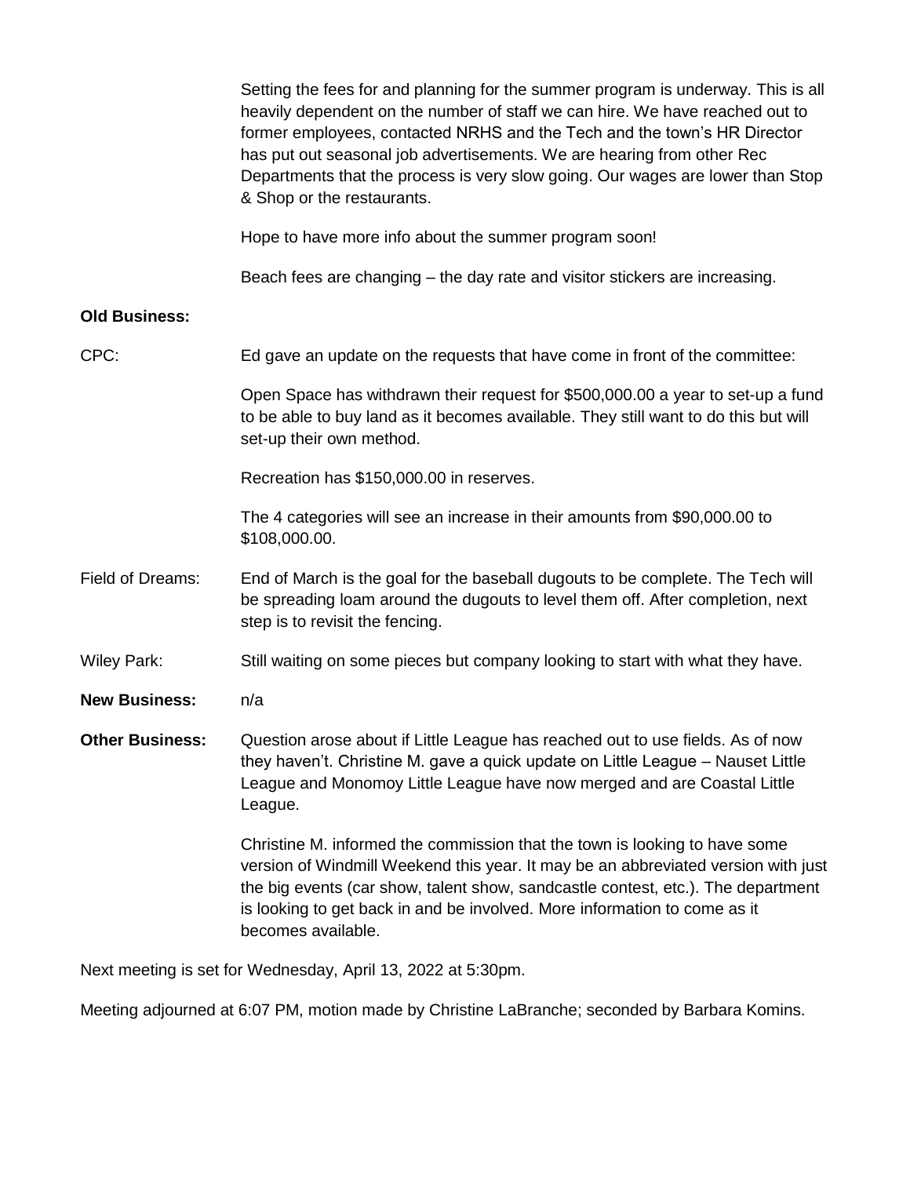Setting the fees for and planning for the summer program is underway. This is all heavily dependent on the number of staff we can hire. We have reached out to former employees, contacted NRHS and the Tech and the town's HR Director has put out seasonal job advertisements. We are hearing from other Rec Departments that the process is very slow going. Our wages are lower than Stop & Shop or the restaurants.

Hope to have more info about the summer program soon!

Beach fees are changing – the day rate and visitor stickers are increasing.

**Old Business:**

CPC: Ed gave an update on the requests that have come in front of the committee:

Open Space has withdrawn their request for $500,000.00 a year to set-up a fund to be able to buy land as it becomes available. They still want to do this but will set-up their own method.

Recreation has $150,000.00 in reserves.

The 4 categories will see an increase in their amounts from $90,000.00 to $108,000.00.

Field of Dreams: End of March is the goal for the baseball dugouts to be complete. The Tech will be spreading loam around the dugouts to level them off. After completion, next step is to revisit the fencing.

Wiley Park: Still waiting on some pieces but company looking to start with what they have.

**New Business:** n/a

**Other Business:** Question arose about if Little League has reached out to use fields. As of now they haven't. Christine M. gave a quick update on Little League – Nauset Little League and Monomoy Little League have now merged and are Coastal Little League.

Christine M. informed the commission that the town is looking to have some version of Windmill Weekend this year. It may be an abbreviated version with just the big events (car show, talent show, sandcastle contest, etc.). The department is looking to get back in and be involved. More information to come as it becomes available.

Next meeting is set for Wednesday, April 13, 2022 at 5:30pm.

Meeting adjourned at 6:07 PM, motion made by Christine LaBranche; seconded by Barbara Komins.